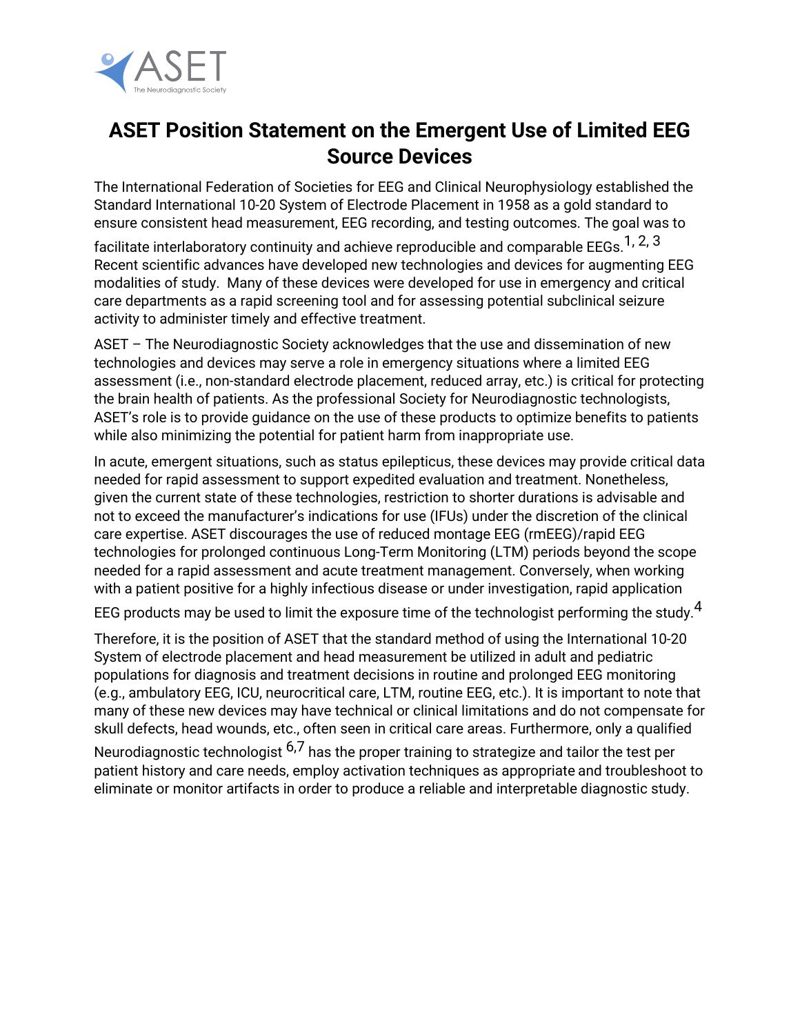# ASET Position Statement on the Emergent Use of Limited EEG Source Devices

The International Federation of Societies for EEG and Clinical Neurophysiology established the Standard International 10-20 System of Electrode Placement in 1958 as a gold standard to ensure consistent head measurement, EEG recording, and testing outcomes. The goal was to facilitate interlaboratory continuity and achieve reproducible and comparable EEGs.[1, 2, 3] Recent scientific advances have developed new technologies and devices for augmenting EEG modalities of study. Many of these devices were developed for use in emergency and critical care departments as a rapid screening tool and for assessing potential subclinical seizure activity to administer timely and effective treatment.

ASET – The Neurodiagnostic Society acknowledges that the use and dissemination of new technologies and devices may serve a role in emergency situations where a limited EEG assessment (i.e., non-standard electrode placement, reduced array, etc.) is critical for protecting the brain health of patients. As the professional Society for Neurodiagnostic technologists, ASET's role is to provide guidance on the use of these products to optimize benefits to patients while also minimizing the potential for patient harm from inappropriate use.

In acute, emergent situations, such as status epilepticus, these devices may provide critical data needed for rapid assessment to support expedited evaluation and treatment. Nonetheless, given the current state of these technologies, restriction to shorter durations is advisable and not to exceed the manufacturer's indications for use (IFUs) under the discretion of the clinical care expertise. ASET discourages the use of reduced montage EEG (rmEEG)/rapid EEG technologies for prolonged continuous Long-Term Monitoring (LTM) periods beyond the scope needed for a rapid assessment and acute treatment management. Conversely, when working with a patient positive for a highly infectious disease or under investigation, rapid application EEG products may be used to limit the exposure time of the technologist performing the study.[4]

Therefore, it is the position of ASET that the standard method of using the International 10-20 System of electrode placement and head measurement be utilized in adult and pediatric populations for diagnosis and treatment decisions in routine and prolonged EEG monitoring (e.g., ambulatory EEG, ICU, neurocritical care, LTM, routine EEG, etc.). It is important to note that many of these new devices may have technical or clinical limitations and do not compensate for skull defects, head wounds, etc., often seen in critical care areas. Furthermore, only a qualified Neurodiagnostic technologist [6,7] has the proper training to strategize and tailor the test per patient history and care needs, employ activation techniques as appropriate and troubleshoot to eliminate or monitor artifacts in order to produce a reliable and interpretable diagnostic study.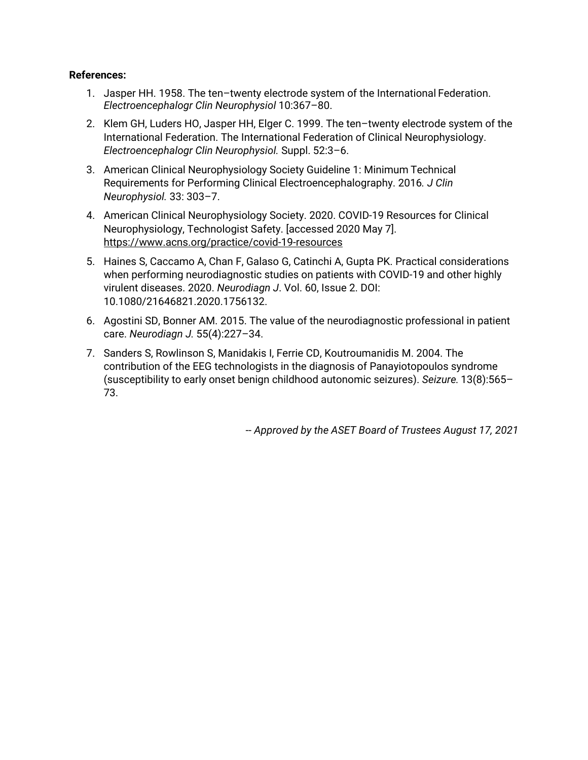**References:**

1. Jasper HH. 1958. The ten–twenty electrode system of the International Federation. *Electroencephalogr Clin Neurophysiol* 10:367–80.
2. Klem GH, Luders HO, Jasper HH, Elger C. 1999. The ten–twenty electrode system of the International Federation. The International Federation of Clinical Neurophysiology. *Electroencephalogr Clin Neurophysiol.* Suppl. 52:3–6.
3. American Clinical Neurophysiology Society Guideline 1: Minimum Technical Requirements for Performing Clinical Electroencephalography. 2016. *J Clin Neurophysiol.* 33: 303–7.
4. American Clinical Neurophysiology Society. 2020. COVID-19 Resources for Clinical Neurophysiology, Technologist Safety. [accessed 2020 May 7]. https://www.acns.org/practice/covid-19-resources
5. Haines S, Caccamo A, Chan F, Galaso G, Catinchi A, Gupta PK. Practical considerations when performing neurodiagnostic studies on patients with COVID-19 and other highly virulent diseases. 2020. *Neurodiagn J*. Vol. 60, Issue 2. DOI: 10.1080/21646821.2020.1756132.
6. Agostini SD, Bonner AM. 2015. The value of the neurodiagnostic professional in patient care. *Neurodiagn J.* 55(4):227–34.
7. Sanders S, Rowlinson S, Manidakis I, Ferrie CD, Koutroumanidis M. 2004. The contribution of the EEG technologists in the diagnosis of Panayiotopoulos syndrome (susceptibility to early onset benign childhood autonomic seizures). *Seizure*. 13(8):565–73.

*-- Approved by the ASET Board of Trustees August 17, 2021*